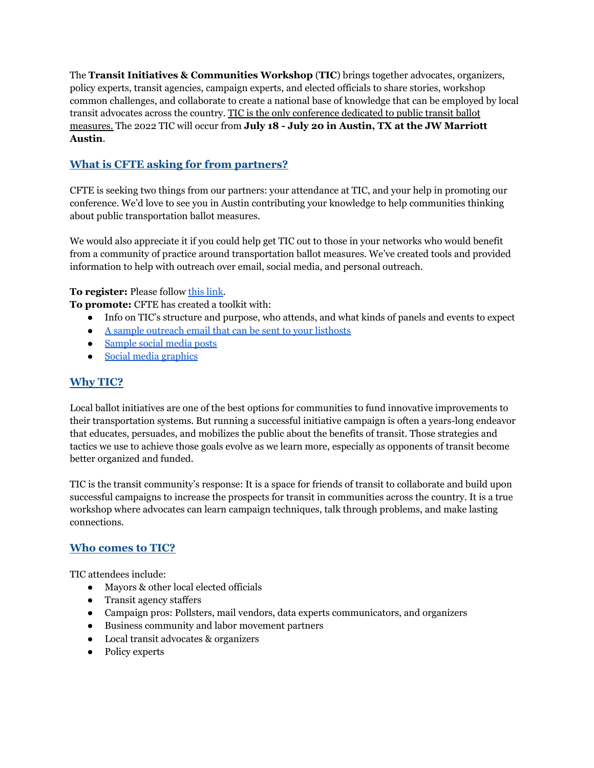The **Transit Initiatives & Communities Workshop** (**TIC**) brings together advocates, organizers, policy experts, transit agencies, campaign experts, and elected officials to share stories, workshop common challenges, and collaborate to create a national base of knowledge that can be employed by local transit advocates across the country. TIC is the only conference dedicated to public transit ballot measures. The 2022 TIC will occur from **July 18 - July 20 in Austin, TX at the JW Marriott Austin**.

## What is CFTE asking for from partners?

CFTE is seeking two things from our partners: your attendance at TIC, and your help in promoting our conference. We'd love to see you in Austin contributing your knowledge to help communities thinking about public transportation ballot measures.

We would also appreciate it if you could help get TIC out to those in your networks who would benefit from a community of practice around transportation ballot measures. We've created tools and provided information to help with outreach over email, social media, and personal outreach.

**To register:** Please follow this link.
**To promote:** CFTE has created a toolkit with:

- Info on TIC's structure and purpose, who attends, and what kinds of panels and events to expect
- A sample outreach email that can be sent to your listhosts
- Sample social media posts
- Social media graphics

## Why TIC?

Local ballot initiatives are one of the best options for communities to fund innovative improvements to their transportation systems. But running a successful initiative campaign is often a years-long endeavor that educates, persuades, and mobilizes the public about the benefits of transit. Those strategies and tactics we use to achieve those goals evolve as we learn more, especially as opponents of transit become better organized and funded.

TIC is the transit community's response: It is a space for friends of transit to collaborate and build upon successful campaigns to increase the prospects for transit in communities across the country. It is a true workshop where advocates can learn campaign techniques, talk through problems, and make lasting connections.

## Who comes to TIC?

TIC attendees include:

- Mayors & other local elected officials
- Transit agency staffers
- Campaign pros: Pollsters, mail vendors, data experts communicators, and organizers
- Business community and labor movement partners
- Local transit advocates & organizers
- Policy experts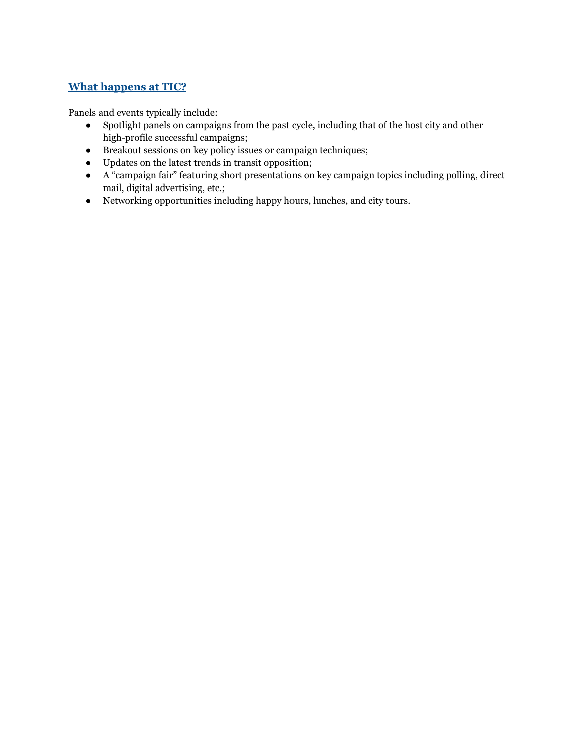## What happens at TIC?

Panels and events typically include:

- Spotlight panels on campaigns from the past cycle, including that of the host city and other high-profile successful campaigns;
- Breakout sessions on key policy issues or campaign techniques;
- Updates on the latest trends in transit opposition;
- A "campaign fair" featuring short presentations on key campaign topics including polling, direct mail, digital advertising, etc.;
- Networking opportunities including happy hours, lunches, and city tours.